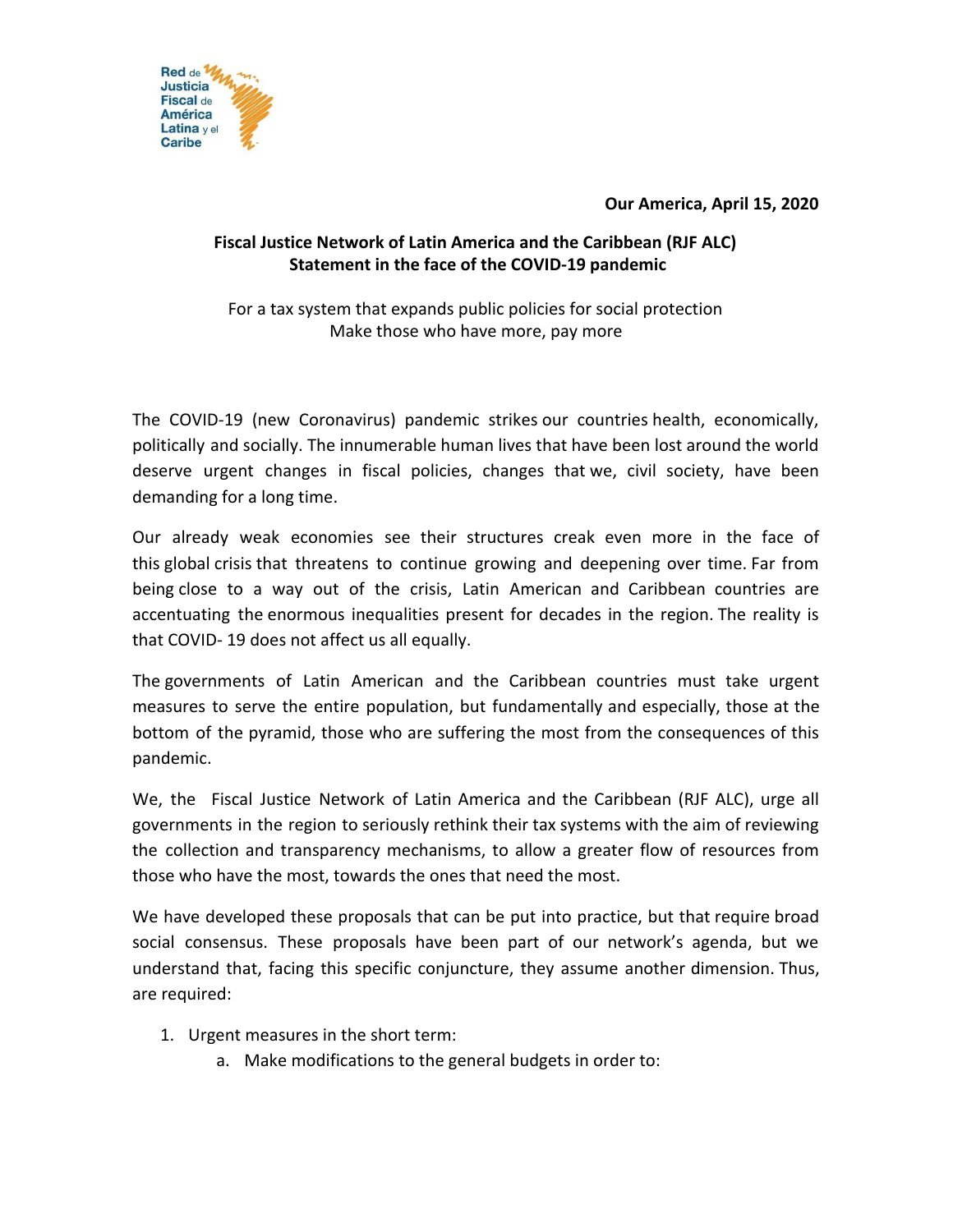Red de Justicia Fiscal de América Latina y el Caribe

**Our America, April 15, 2020**

**Fiscal Justice Network of Latin America and the Caribbean (RJF ALC)**
**Statement in the face of the COVID-19 pandemic**

For a tax system that expands public policies for social protection
Make those who have more, pay more

The COVID-19 (new Coronavirus) pandemic strikes our countries health, economically, politically and socially. The innumerable human lives that have been lost around the world deserve urgent changes in fiscal policies, changes that we, civil society, have been demanding for a long time.

Our already weak economies see their structures creak even more in the face of this global crisis that threatens to continue growing and deepening over time. Far from being close to a way out of the crisis, Latin American and Caribbean countries are accentuating the enormous inequalities present for decades in the region. The reality is that COVID- 19 does not affect us all equally.

The governments of Latin American and the Caribbean countries must take urgent measures to serve the entire population, but fundamentally and especially, those at the bottom of the pyramid, those who are suffering the most from the consequences of this pandemic.

We, the Fiscal Justice Network of Latin America and the Caribbean (RJF ALC), urge all governments in the region to seriously rethink their tax systems with the aim of reviewing the collection and transparency mechanisms, to allow a greater flow of resources from those who have the most, towards the ones that need the most.

We have developed these proposals that can be put into practice, but that require broad social consensus. These proposals have been part of our network's agenda, but we understand that, facing this specific conjuncture, they assume another dimension. Thus, are required:

1. Urgent measures in the short term:
    a. Make modifications to the general budgets in order to: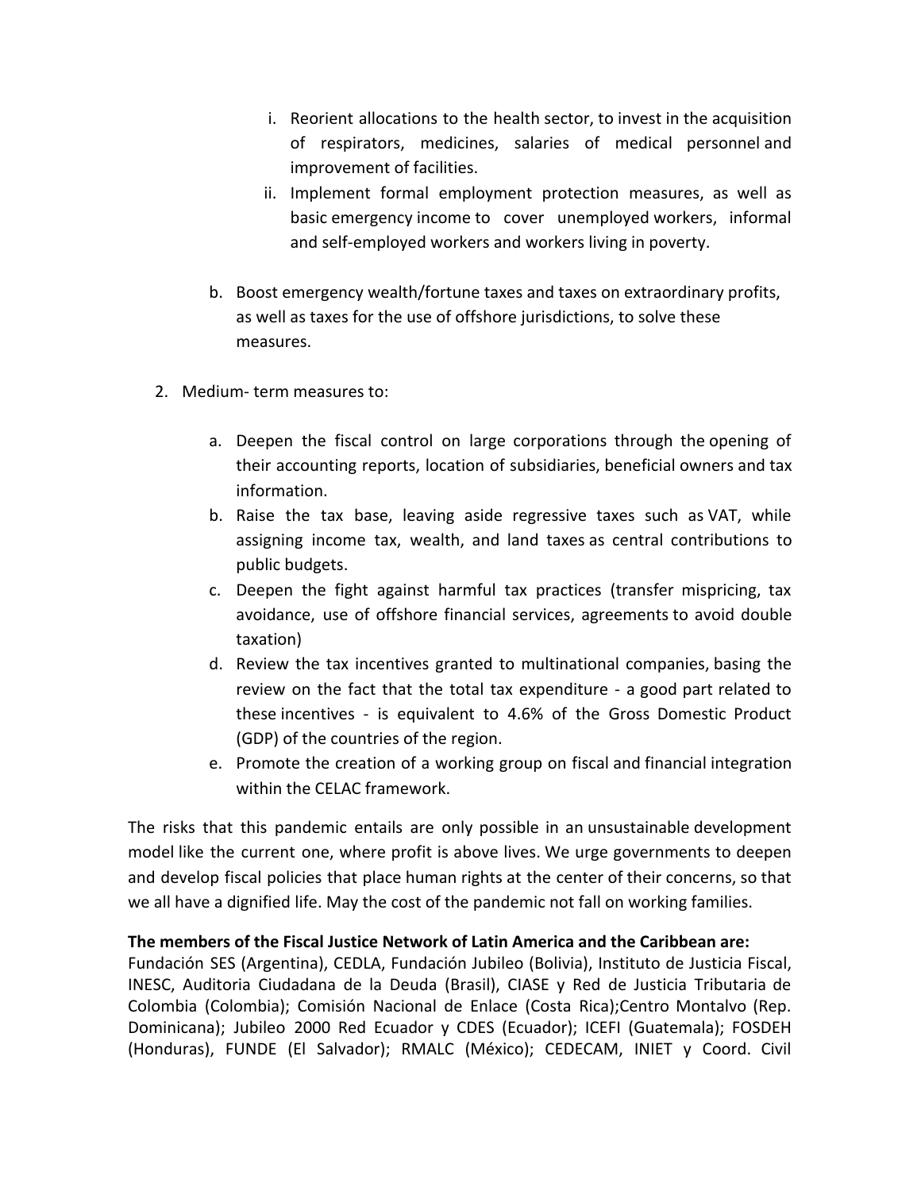i. Reorient allocations to the health sector, to invest in the acquisition of respirators, medicines, salaries of medical personnel and improvement of facilities.
   ii. Implement formal employment protection measures, as well as basic emergency income to cover unemployed workers, informal and self-employed workers and workers living in poverty.

b. Boost emergency wealth/fortune taxes and taxes on extraordinary profits, as well as taxes for the use of offshore jurisdictions, to solve these measures.

2. Medium- term measures to:

   a. Deepen the fiscal control on large corporations through the opening of their accounting reports, location of subsidiaries, beneficial owners and tax information.
   b. Raise the tax base, leaving aside regressive taxes such as VAT, while assigning income tax, wealth, and land taxes as central contributions to public budgets.
   c. Deepen the fight against harmful tax practices (transfer mispricing, tax avoidance, use of offshore financial services, agreements to avoid double taxation)
   d. Review the tax incentives granted to multinational companies, basing the review on the fact that the total tax expenditure - a good part related to these incentives - is equivalent to 4.6% of the Gross Domestic Product (GDP) of the countries of the region.
   e. Promote the creation of a working group on fiscal and financial integration within the CELAC framework.

The risks that this pandemic entails are only possible in an unsustainable development model like the current one, where profit is above lives. We urge governments to deepen and develop fiscal policies that place human rights at the center of their concerns, so that we all have a dignified life. May the cost of the pandemic not fall on working families.

**The members of the Fiscal Justice Network of Latin America and the Caribbean are:**
Fundación SES (Argentina), CEDLA, Fundación Jubileo (Bolivia), Instituto de Justicia Fiscal, INESC, Auditoria Ciudadana de la Deuda (Brasil), CIASE y Red de Justicia Tributaria de Colombia (Colombia); Comisión Nacional de Enlace (Costa Rica);Centro Montalvo (Rep. Dominicana); Jubileo 2000 Red Ecuador y CDES (Ecuador); ICEFI (Guatemala); FOSDEH (Honduras), FUNDE (El Salvador); RMALC (México); CEDECAM, INIET y Coord. Civil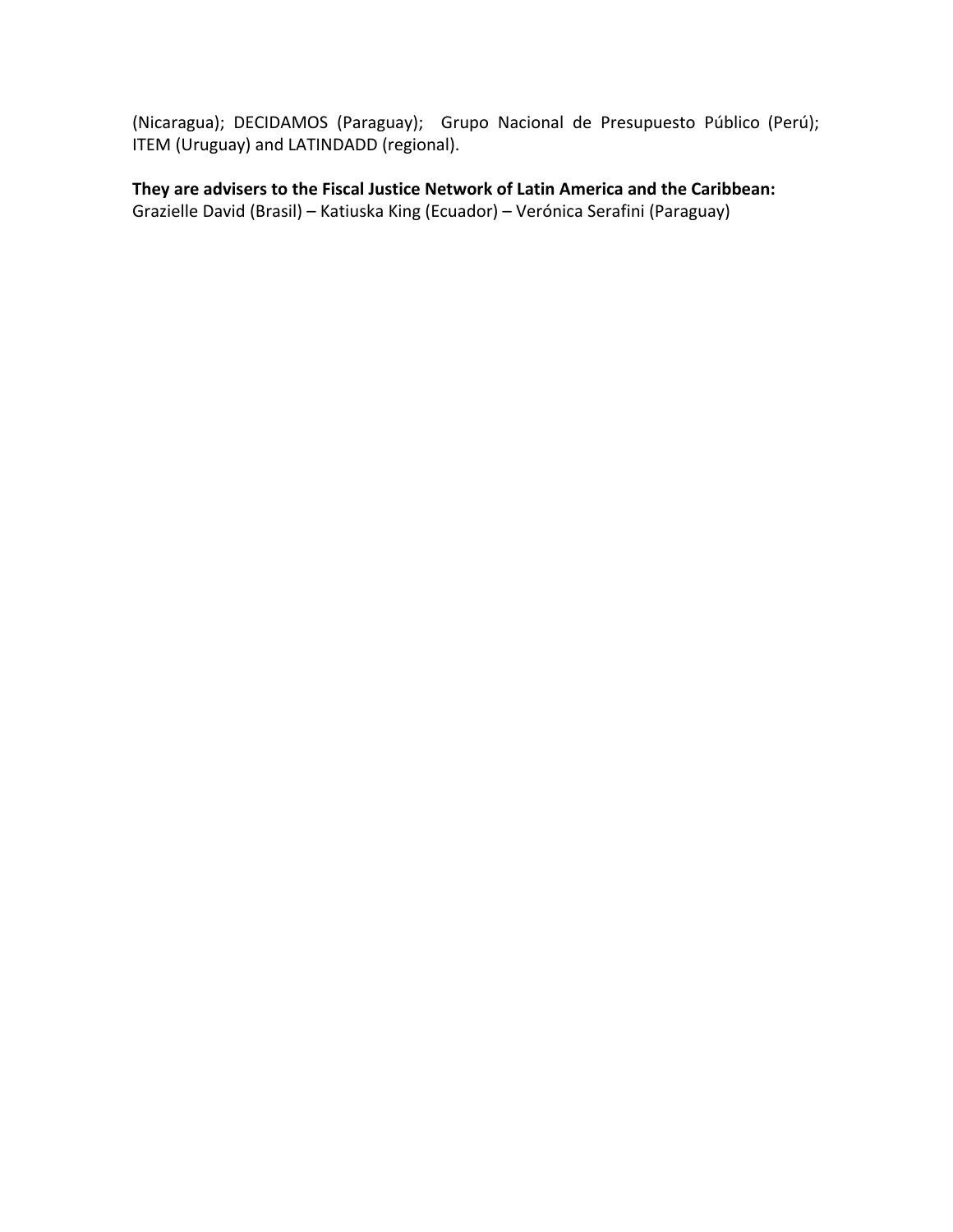(Nicaragua); DECIDAMOS (Paraguay); Grupo Nacional de Presupuesto Público (Perú); ITEM (Uruguay) and LATINDADD (regional).

**They are advisers to the Fiscal Justice Network of Latin America and the Caribbean:**
Grazielle David (Brasil) – Katiuska King (Ecuador) – Verónica Serafini (Paraguay)